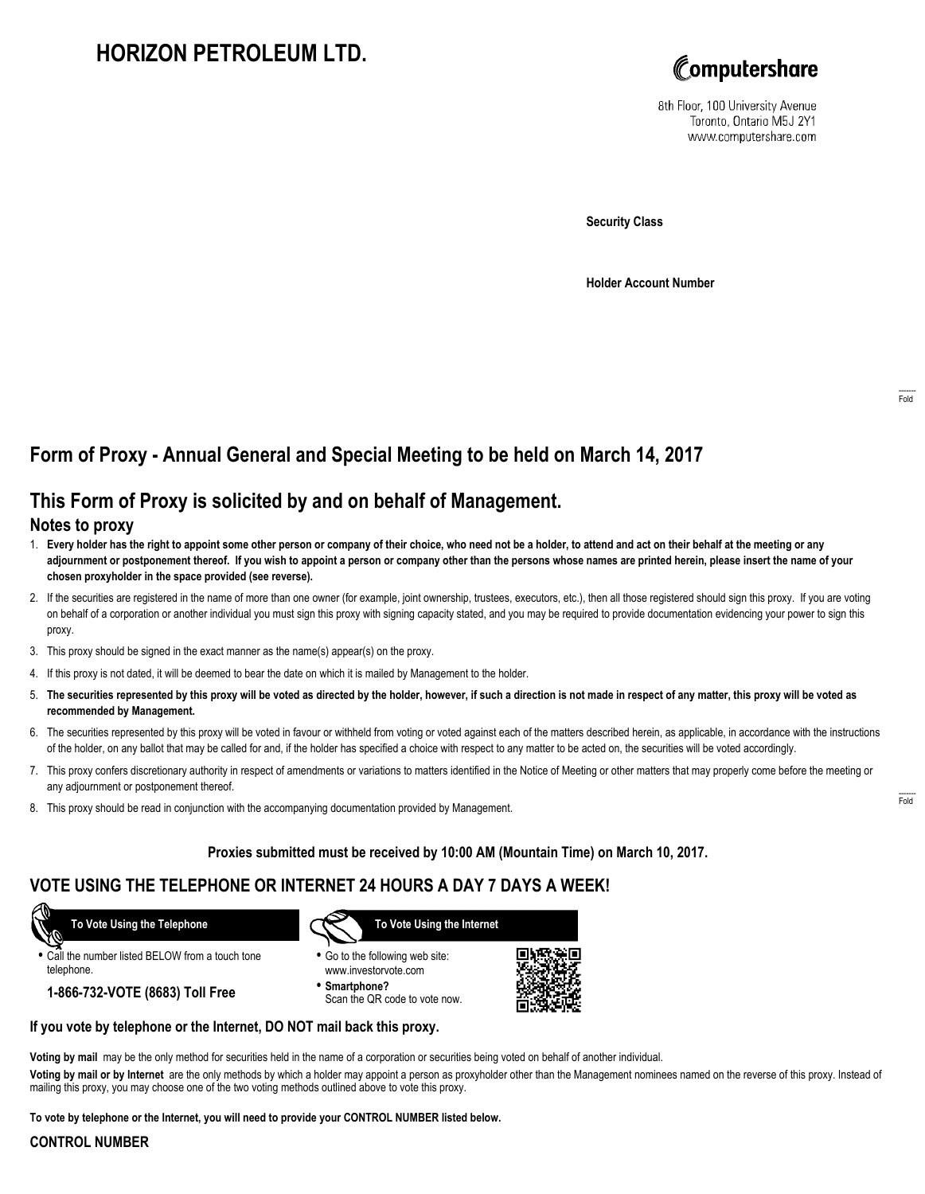# HORIZON PETROLEUM LTD.

Computershare

8th Floor, 100 University Avenue
Toronto, Ontario M5J 2Y1
www.computershare.com

**Security Class**

**Holder Account Number**

Fold

## Form of Proxy - Annual General and Special Meeting to be held on March 14, 2017

## This Form of Proxy is solicited by and on behalf of Management.

### Notes to proxy

1. **Every holder has the right to appoint some other person or company of their choice, who need not be a holder, to attend and act on their behalf at the meeting or any adjournment or postponement thereof. If you wish to appoint a person or company other than the persons whose names are printed herein, please insert the name of your chosen proxyholder in the space provided (see reverse).**
2. If the securities are registered in the name of more than one owner (for example, joint ownership, trustees, executors, etc.), then all those registered should sign this proxy. If you are voting on behalf of a corporation or another individual you must sign this proxy with signing capacity stated, and you may be required to provide documentation evidencing your power to sign this proxy.
3. This proxy should be signed in the exact manner as the name(s) appear(s) on the proxy.
4. If this proxy is not dated, it will be deemed to bear the date on which it is mailed by Management to the holder.
5. **The securities represented by this proxy will be voted as directed by the holder, however, if such a direction is not made in respect of any matter, this proxy will be voted as recommended by Management.**
6. The securities represented by this proxy will be voted in favour or withheld from voting or voted against each of the matters described herein, as applicable, in accordance with the instructions of the holder, on any ballot that may be called for and, if the holder has specified a choice with respect to any matter to be acted on, the securities will be voted accordingly.
7. This proxy confers discretionary authority in respect of amendments or variations to matters identified in the Notice of Meeting or other matters that may properly come before the meeting or any adjournment or postponement thereof.
8. This proxy should be read in conjunction with the accompanying documentation provided by Management.

Fold

**Proxies submitted must be received by 10:00 AM (Mountain Time) on March 10, 2017.**

## VOTE USING THE TELEPHONE OR INTERNET 24 HOURS A DAY 7 DAYS A WEEK!

**To Vote Using the Telephone**

- Call the number listed BELOW from a touch tone telephone.

**1-866-732-VOTE (8683) Toll Free**

**To Vote Using the Internet**

- Go to the following web site: www.investorvote.com
- **Smartphone?** Scan the QR code to vote now.

**If you vote by telephone or the Internet, DO NOT mail back this proxy.**

**Voting by mail** may be the only method for securities held in the name of a corporation or securities being voted on behalf of another individual.

**Voting by mail or by Internet** are the only methods by which a holder may appoint a person as proxyholder other than the Management nominees named on the reverse of this proxy. Instead of mailing this proxy, you may choose one of the two voting methods outlined above to vote this proxy.

**To vote by telephone or the Internet, you will need to provide your CONTROL NUMBER listed below.**

**CONTROL NUMBER**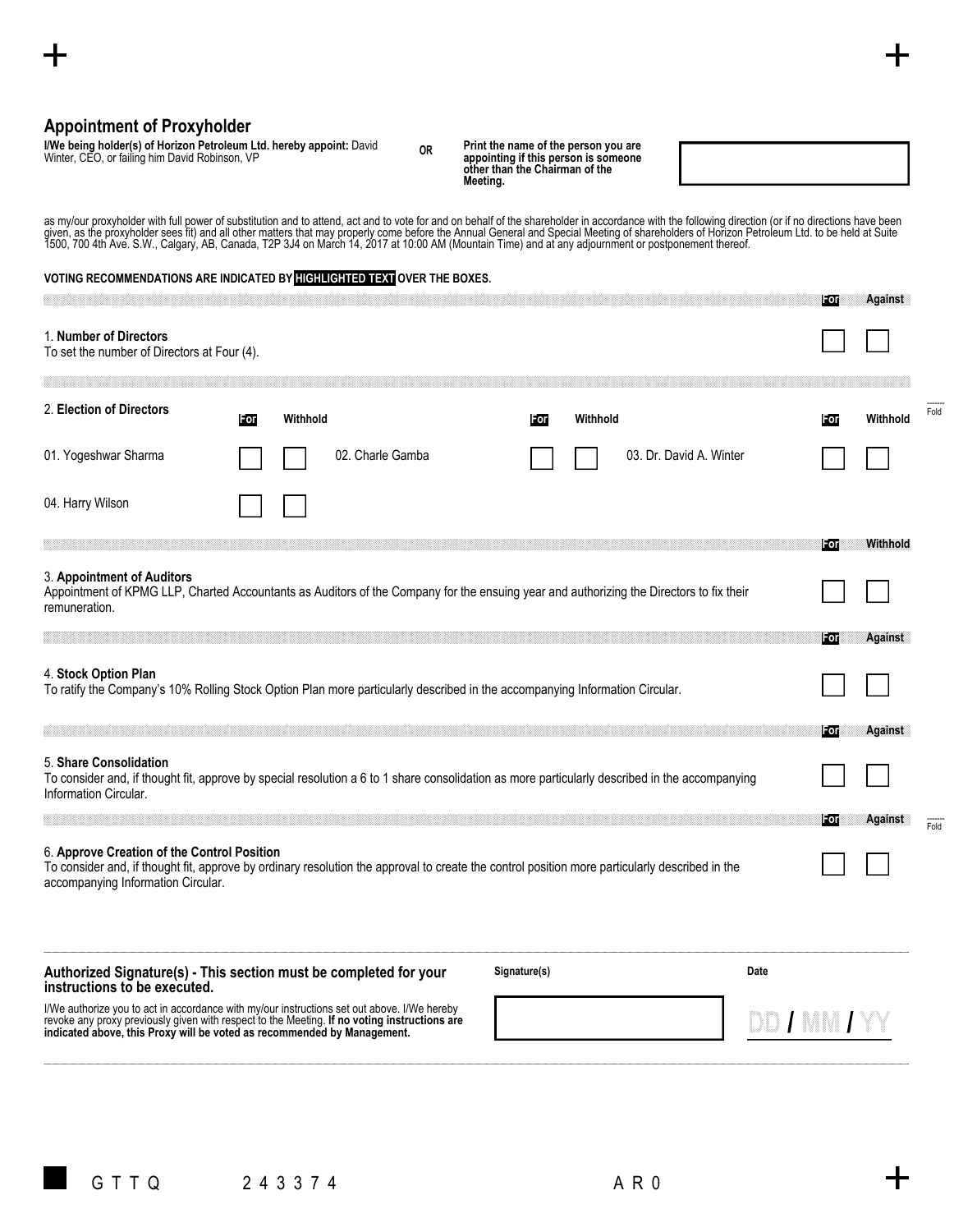## Appointment of Proxyholder

**I/We being holder(s) of Horizon Petroleum Ltd. hereby appoint:** David Winter, CEO, or failing him David Robinson, VP

**OR**

**Print the name of the person you are appointing if this person is someone other than the Chairman of the Meeting.**

as my/our proxyholder with full power of substitution and to attend, act and to vote for and on behalf of the shareholder in accordance with the following direction (or if no directions have been given, as the proxyholder sees fit) and all other matters that may properly come before the Annual General and Special Meeting of shareholders of Horizon Petroleum Ltd. to be held at Suite 1500, 700 4th Ave. S.W., Calgary, AB, Canada, T2P 3J4 on March 14, 2017 at 10:00 AM (Mountain Time) and at any adjournment or postponement thereof.

**VOTING RECOMMENDATIONS ARE INDICATED BY HIGHLIGHTED TEXT OVER THE BOXES.**

| | For | Against |
|---|---|---|
| 1. **Number of Directors**<br>To set the number of Directors at Four (4). | ☐ | ☐ |

**2. Election of Directors**

| | For | Withhold |
|---|---|---|
| 01. Yogeshwar Sharma | ☐ | ☐ |
| 02. Charle Gamba | ☐ | ☐ |
| 03. Dr. David A. Winter | ☐ | ☐ |
| 04. Harry Wilson | ☐ | ☐ |

| | For | Withhold |
|---|---|---|
| 3. **Appointment of Auditors**<br>Appointment of KPMG LLP, Charted Accountants as Auditors of the Company for the ensuing year and authorizing the Directors to fix their remuneration. | ☐ | ☐ |

| | For | Against |
|---|---|---|
| 4. **Stock Option Plan**<br>To ratify the Company's 10% Rolling Stock Option Plan more particularly described in the accompanying Information Circular. | ☐ | ☐ |

| | For | Against |
|---|---|---|
| 5. **Share Consolidation**<br>To consider and, if thought fit, approve by special resolution a 6 to 1 share consolidation as more particularly described in the accompanying Information Circular. | ☐ | ☐ |

| | For | Against |
|---|---|---|
| 6. **Approve Creation of the Control Position**<br>To consider and, if thought fit, approve by ordinary resolution the approval to create the control position more particularly described in the accompanying Information Circular. | ☐ | ☐ |

**Authorized Signature(s) - This section must be completed for your instructions to be executed.**

I/We authorize you to act in accordance with my/our instructions set out above. I/We hereby revoke any proxy previously given with respect to the Meeting. **If no voting instructions are indicated above, this Proxy will be voted as recommended by Management.**

**Signature(s)**

**Date**

DD / MM / YY

G T T Q 2 4 3 3 7 4 A R 0